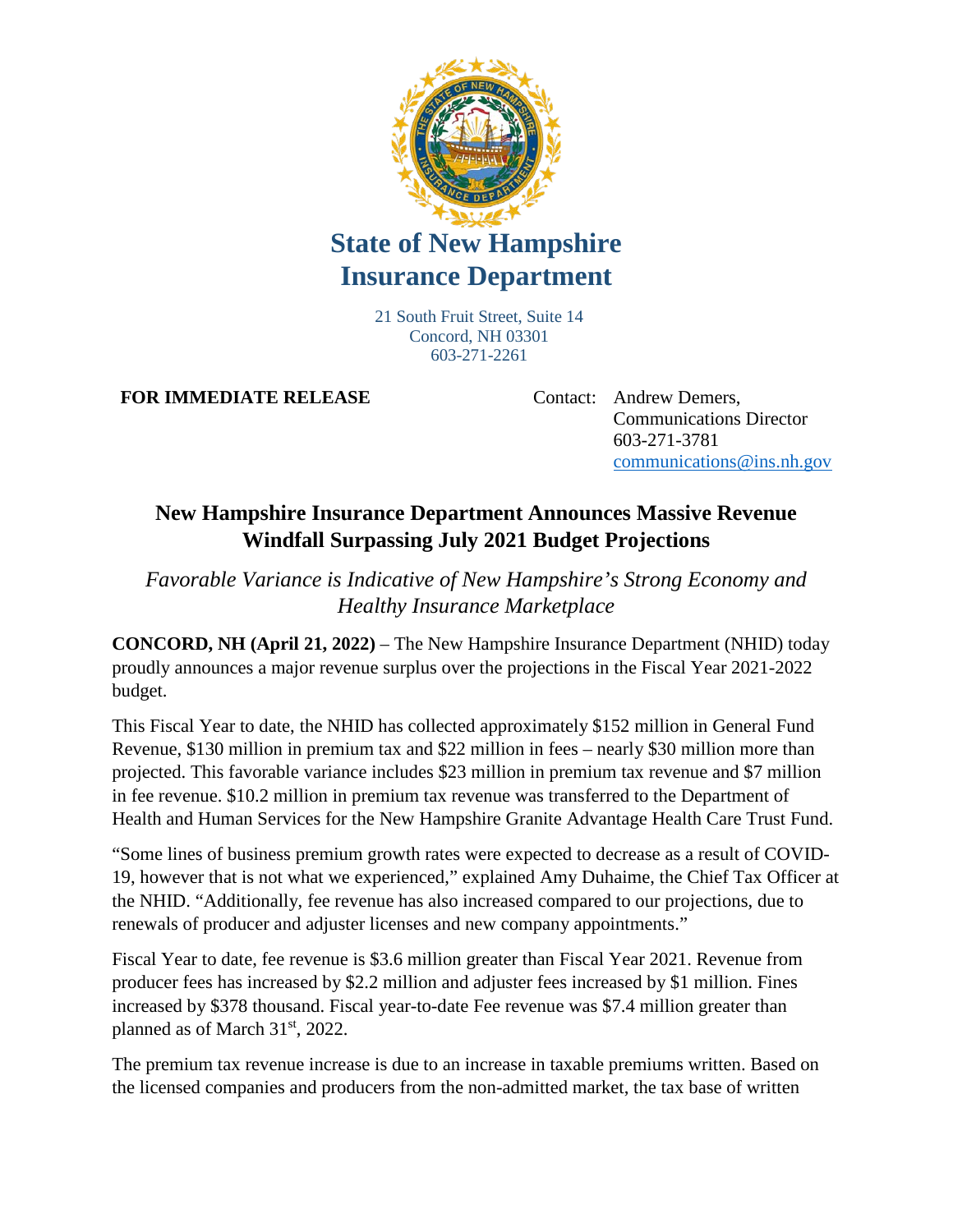# State of New Hampshire Insurance Department

21 South Fruit Street, Suite 14
Concord, NH 03301
603-271-2261

**FOR IMMEDIATE RELEASE**

Contact: Andrew Demers,
Communications Director
603-271-3781
communications@ins.nh.gov

## New Hampshire Insurance Department Announces Massive Revenue Windfall Surpassing July 2021 Budget Projections

*Favorable Variance is Indicative of New Hampshire's Strong Economy and Healthy Insurance Marketplace*

**CONCORD, NH (April 21, 2022)** – The New Hampshire Insurance Department (NHID) today proudly announces a major revenue surplus over the projections in the Fiscal Year 2021-2022 budget.

This Fiscal Year to date, the NHID has collected approximately $152 million in General Fund Revenue, $130 million in premium tax and $22 million in fees – nearly $30 million more than projected. This favorable variance includes $23 million in premium tax revenue and $7 million in fee revenue. $10.2 million in premium tax revenue was transferred to the Department of Health and Human Services for the New Hampshire Granite Advantage Health Care Trust Fund.

"Some lines of business premium growth rates were expected to decrease as a result of COVID-19, however that is not what we experienced," explained Amy Duhaime, the Chief Tax Officer at the NHID. "Additionally, fee revenue has also increased compared to our projections, due to renewals of producer and adjuster licenses and new company appointments."

Fiscal Year to date, fee revenue is $3.6 million greater than Fiscal Year 2021. Revenue from producer fees has increased by $2.2 million and adjuster fees increased by $1 million. Fines increased by $378 thousand. Fiscal year-to-date Fee revenue was $7.4 million greater than planned as of March 31st, 2022.

The premium tax revenue increase is due to an increase in taxable premiums written. Based on the licensed companies and producers from the non-admitted market, the tax base of written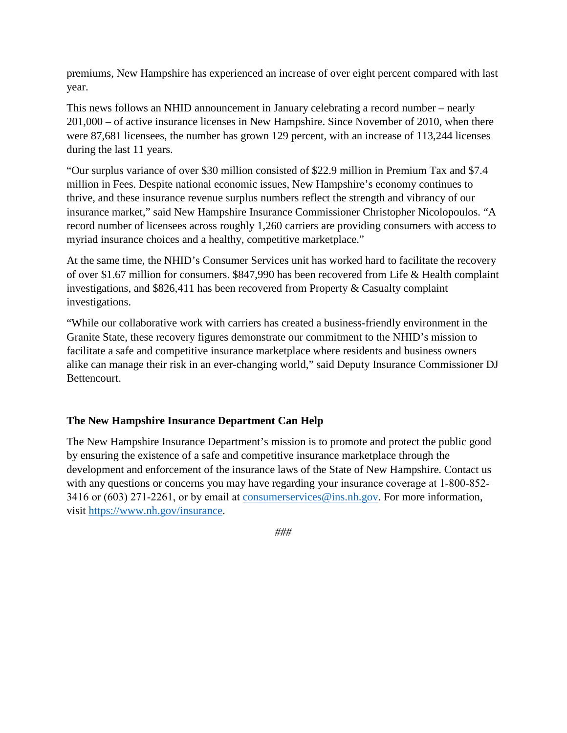premiums, New Hampshire has experienced an increase of over eight percent compared with last year.

This news follows an NHID announcement in January celebrating a record number – nearly 201,000 – of active insurance licenses in New Hampshire. Since November of 2010, when there were 87,681 licensees, the number has grown 129 percent, with an increase of 113,244 licenses during the last 11 years.

"Our surplus variance of over $30 million consisted of $22.9 million in Premium Tax and $7.4 million in Fees. Despite national economic issues, New Hampshire's economy continues to thrive, and these insurance revenue surplus numbers reflect the strength and vibrancy of our insurance market," said New Hampshire Insurance Commissioner Christopher Nicolopoulos. "A record number of licensees across roughly 1,260 carriers are providing consumers with access to myriad insurance choices and a healthy, competitive marketplace."

At the same time, the NHID's Consumer Services unit has worked hard to facilitate the recovery of over $1.67 million for consumers. $847,990 has been recovered from Life & Health complaint investigations, and $826,411 has been recovered from Property & Casualty complaint investigations.

"While our collaborative work with carriers has created a business-friendly environment in the Granite State, these recovery figures demonstrate our commitment to the NHID's mission to facilitate a safe and competitive insurance marketplace where residents and business owners alike can manage their risk in an ever-changing world," said Deputy Insurance Commissioner DJ Bettencourt.

**The New Hampshire Insurance Department Can Help**

The New Hampshire Insurance Department's mission is to promote and protect the public good by ensuring the existence of a safe and competitive insurance marketplace through the development and enforcement of the insurance laws of the State of New Hampshire. Contact us with any questions or concerns you may have regarding your insurance coverage at 1-800-852-3416 or (603) 271-2261, or by email at [consumerservices@ins.nh.gov](mailto:consumerservices@ins.nh.gov). For more information, visit [https://www.nh.gov/insurance](https://www.nh.gov/insurance).

###